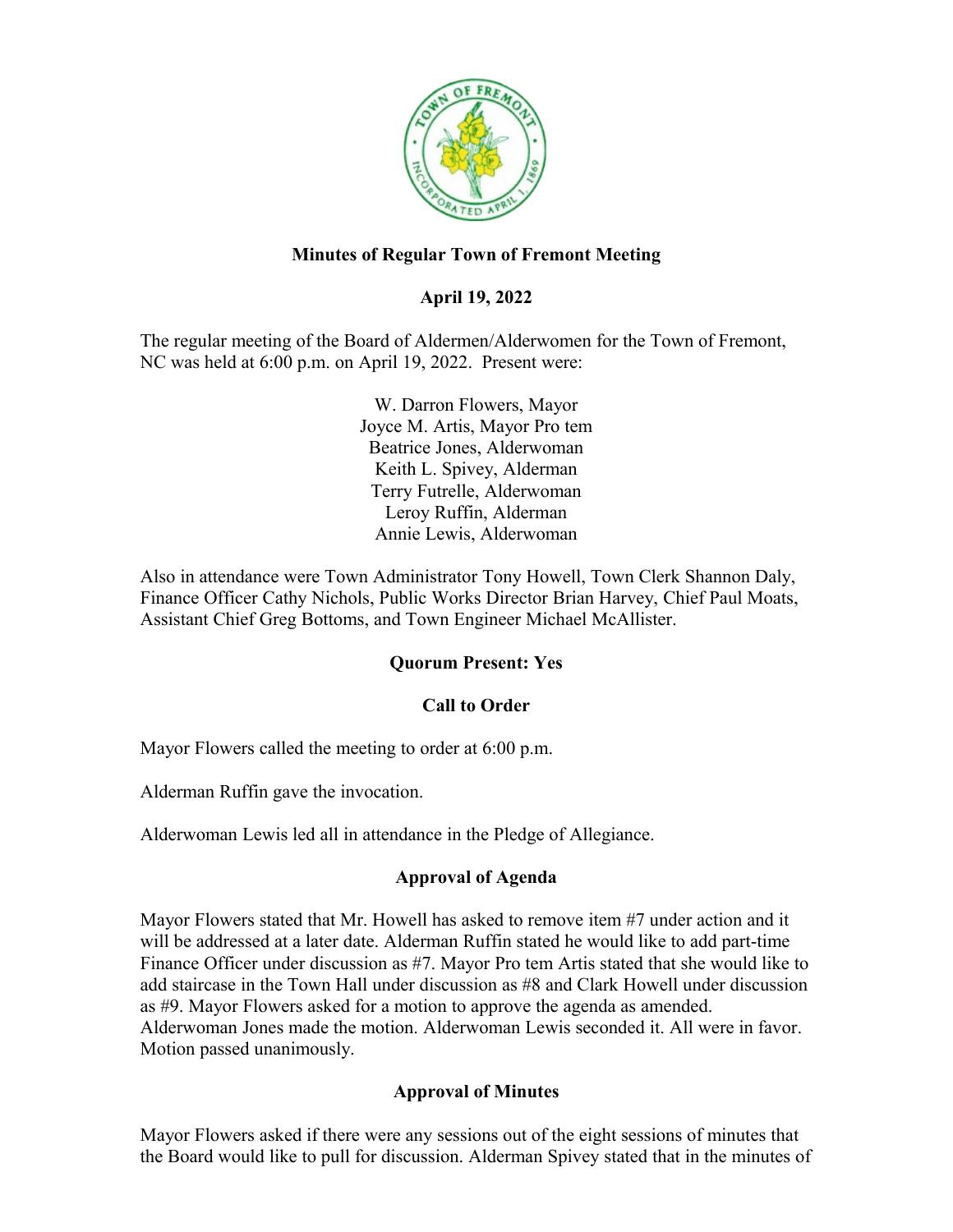# Minutes of Regular Town of Fremont Meeting

## April 19, 2022

The regular meeting of the Board of Aldermen/Alderwomen for the Town of Fremont, NC was held at 6:00 p.m. on April 19, 2022. Present were:

W. Darron Flowers, Mayor
Joyce M. Artis, Mayor Pro tem
Beatrice Jones, Alderwoman
Keith L. Spivey, Alderman
Terry Futrelle, Alderwoman
Leroy Ruffin, Alderman
Annie Lewis, Alderwoman

Also in attendance were Town Administrator Tony Howell, Town Clerk Shannon Daly, Finance Officer Cathy Nichols, Public Works Director Brian Harvey, Chief Paul Moats, Assistant Chief Greg Bottoms, and Town Engineer Michael McAllister.

**Quorum Present: Yes**

**Call to Order**

Mayor Flowers called the meeting to order at 6:00 p.m.

Alderman Ruffin gave the invocation.

Alderwoman Lewis led all in attendance in the Pledge of Allegiance.

**Approval of Agenda**

Mayor Flowers stated that Mr. Howell has asked to remove item #7 under action and it will be addressed at a later date. Alderman Ruffin stated he would like to add part-time Finance Officer under discussion as #7. Mayor Pro tem Artis stated that she would like to add staircase in the Town Hall under discussion as #8 and Clark Howell under discussion as #9. Mayor Flowers asked for a motion to approve the agenda as amended. Alderwoman Jones made the motion. Alderwoman Lewis seconded it. All were in favor. Motion passed unanimously.

**Approval of Minutes**

Mayor Flowers asked if there were any sessions out of the eight sessions of minutes that the Board would like to pull for discussion. Alderman Spivey stated that in the minutes of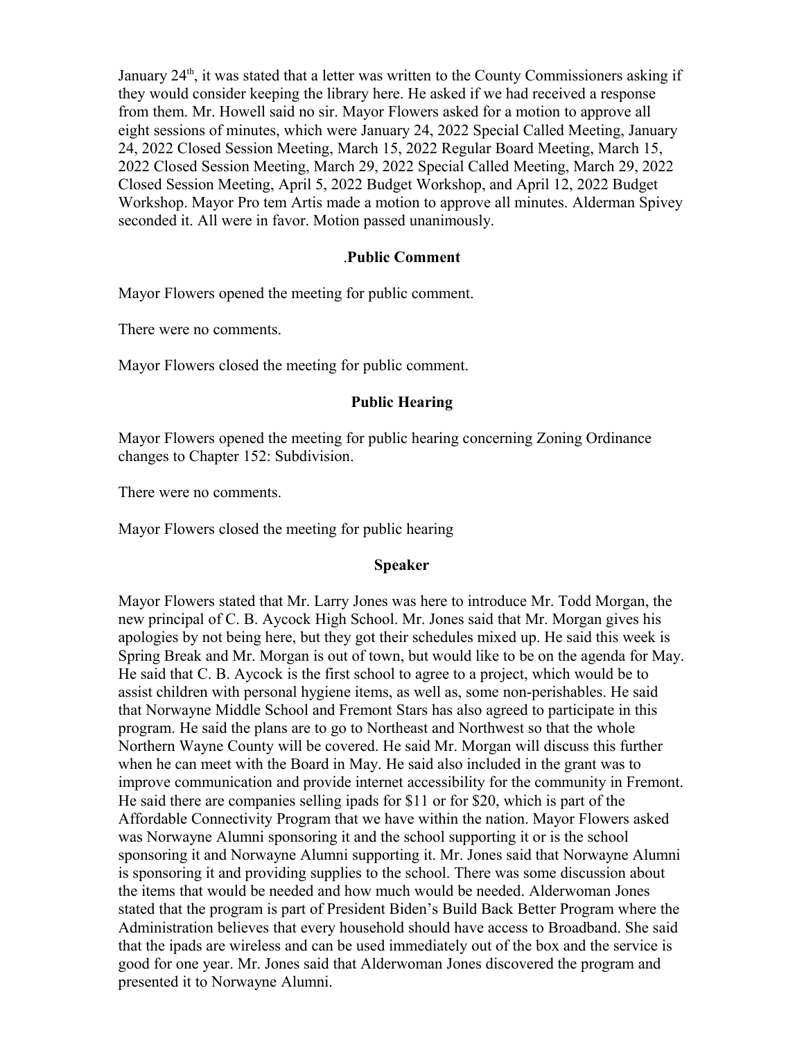January 24th, it was stated that a letter was written to the County Commissioners asking if they would consider keeping the library here. He asked if we had received a response from them. Mr. Howell said no sir. Mayor Flowers asked for a motion to approve all eight sessions of minutes, which were January 24, 2022 Special Called Meeting, January 24, 2022 Closed Session Meeting, March 15, 2022 Regular Board Meeting, March 15, 2022 Closed Session Meeting, March 29, 2022 Special Called Meeting, March 29, 2022 Closed Session Meeting, April 5, 2022 Budget Workshop, and April 12, 2022 Budget Workshop. Mayor Pro tem Artis made a motion to approve all minutes. Alderman Spivey seconded it. All were in favor. Motion passed unanimously.

### .Public Comment

Mayor Flowers opened the meeting for public comment.

There were no comments.

Mayor Flowers closed the meeting for public comment.

### Public Hearing

Mayor Flowers opened the meeting for public hearing concerning Zoning Ordinance changes to Chapter 152: Subdivision.

There were no comments.

Mayor Flowers closed the meeting for public hearing

### Speaker

Mayor Flowers stated that Mr. Larry Jones was here to introduce Mr. Todd Morgan, the new principal of C. B. Aycock High School. Mr. Jones said that Mr. Morgan gives his apologies by not being here, but they got their schedules mixed up. He said this week is Spring Break and Mr. Morgan is out of town, but would like to be on the agenda for May. He said that C. B. Aycock is the first school to agree to a project, which would be to assist children with personal hygiene items, as well as, some non-perishables. He said that Norwayne Middle School and Fremont Stars has also agreed to participate in this program. He said the plans are to go to Northeast and Northwest so that the whole Northern Wayne County will be covered. He said Mr. Morgan will discuss this further when he can meet with the Board in May. He said also included in the grant was to improve communication and provide internet accessibility for the community in Fremont. He said there are companies selling ipads for $11 or for $20, which is part of the Affordable Connectivity Program that we have within the nation. Mayor Flowers asked was Norwayne Alumni sponsoring it and the school supporting it or is the school sponsoring it and Norwayne Alumni supporting it. Mr. Jones said that Norwayne Alumni is sponsoring it and providing supplies to the school. There was some discussion about the items that would be needed and how much would be needed. Alderwoman Jones stated that the program is part of President Biden's Build Back Better Program where the Administration believes that every household should have access to Broadband. She said that the ipads are wireless and can be used immediately out of the box and the service is good for one year. Mr. Jones said that Alderwoman Jones discovered the program and presented it to Norwayne Alumni.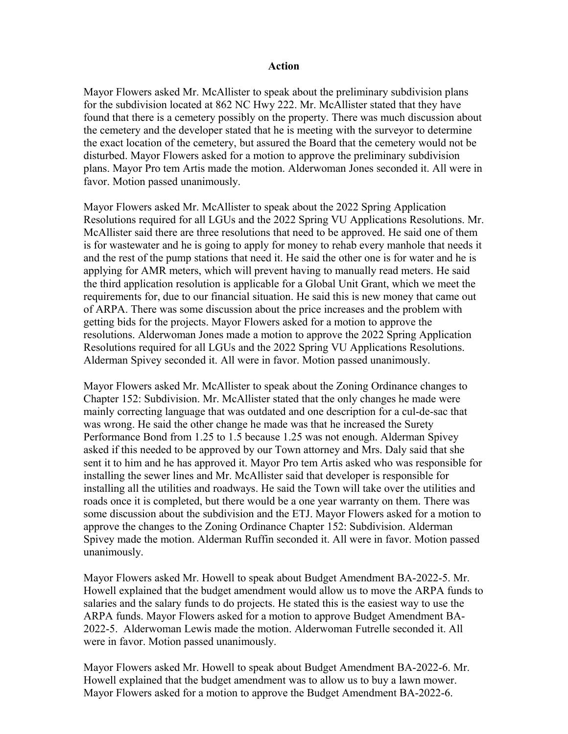## Action

Mayor Flowers asked Mr. McAllister to speak about the preliminary subdivision plans for the subdivision located at 862 NC Hwy 222. Mr. McAllister stated that they have found that there is a cemetery possibly on the property. There was much discussion about the cemetery and the developer stated that he is meeting with the surveyor to determine the exact location of the cemetery, but assured the Board that the cemetery would not be disturbed. Mayor Flowers asked for a motion to approve the preliminary subdivision plans. Mayor Pro tem Artis made the motion. Alderwoman Jones seconded it. All were in favor. Motion passed unanimously.

Mayor Flowers asked Mr. McAllister to speak about the 2022 Spring Application Resolutions required for all LGUs and the 2022 Spring VU Applications Resolutions. Mr. McAllister said there are three resolutions that need to be approved. He said one of them is for wastewater and he is going to apply for money to rehab every manhole that needs it and the rest of the pump stations that need it. He said the other one is for water and he is applying for AMR meters, which will prevent having to manually read meters. He said the third application resolution is applicable for a Global Unit Grant, which we meet the requirements for, due to our financial situation. He said this is new money that came out of ARPA. There was some discussion about the price increases and the problem with getting bids for the projects. Mayor Flowers asked for a motion to approve the resolutions. Alderwoman Jones made a motion to approve the 2022 Spring Application Resolutions required for all LGUs and the 2022 Spring VU Applications Resolutions. Alderman Spivey seconded it. All were in favor. Motion passed unanimously.

Mayor Flowers asked Mr. McAllister to speak about the Zoning Ordinance changes to Chapter 152: Subdivision. Mr. McAllister stated that the only changes he made were mainly correcting language that was outdated and one description for a cul-de-sac that was wrong. He said the other change he made was that he increased the Surety Performance Bond from 1.25 to 1.5 because 1.25 was not enough. Alderman Spivey asked if this needed to be approved by our Town attorney and Mrs. Daly said that she sent it to him and he has approved it. Mayor Pro tem Artis asked who was responsible for installing the sewer lines and Mr. McAllister said that developer is responsible for installing all the utilities and roadways. He said the Town will take over the utilities and roads once it is completed, but there would be a one year warranty on them. There was some discussion about the subdivision and the ETJ. Mayor Flowers asked for a motion to approve the changes to the Zoning Ordinance Chapter 152: Subdivision. Alderman Spivey made the motion. Alderman Ruffin seconded it. All were in favor. Motion passed unanimously.

Mayor Flowers asked Mr. Howell to speak about Budget Amendment BA-2022-5. Mr. Howell explained that the budget amendment would allow us to move the ARPA funds to salaries and the salary funds to do projects. He stated this is the easiest way to use the ARPA funds. Mayor Flowers asked for a motion to approve Budget Amendment BA-2022-5. Alderwoman Lewis made the motion. Alderwoman Futrelle seconded it. All were in favor. Motion passed unanimously.

Mayor Flowers asked Mr. Howell to speak about Budget Amendment BA-2022-6. Mr. Howell explained that the budget amendment was to allow us to buy a lawn mower. Mayor Flowers asked for a motion to approve the Budget Amendment BA-2022-6.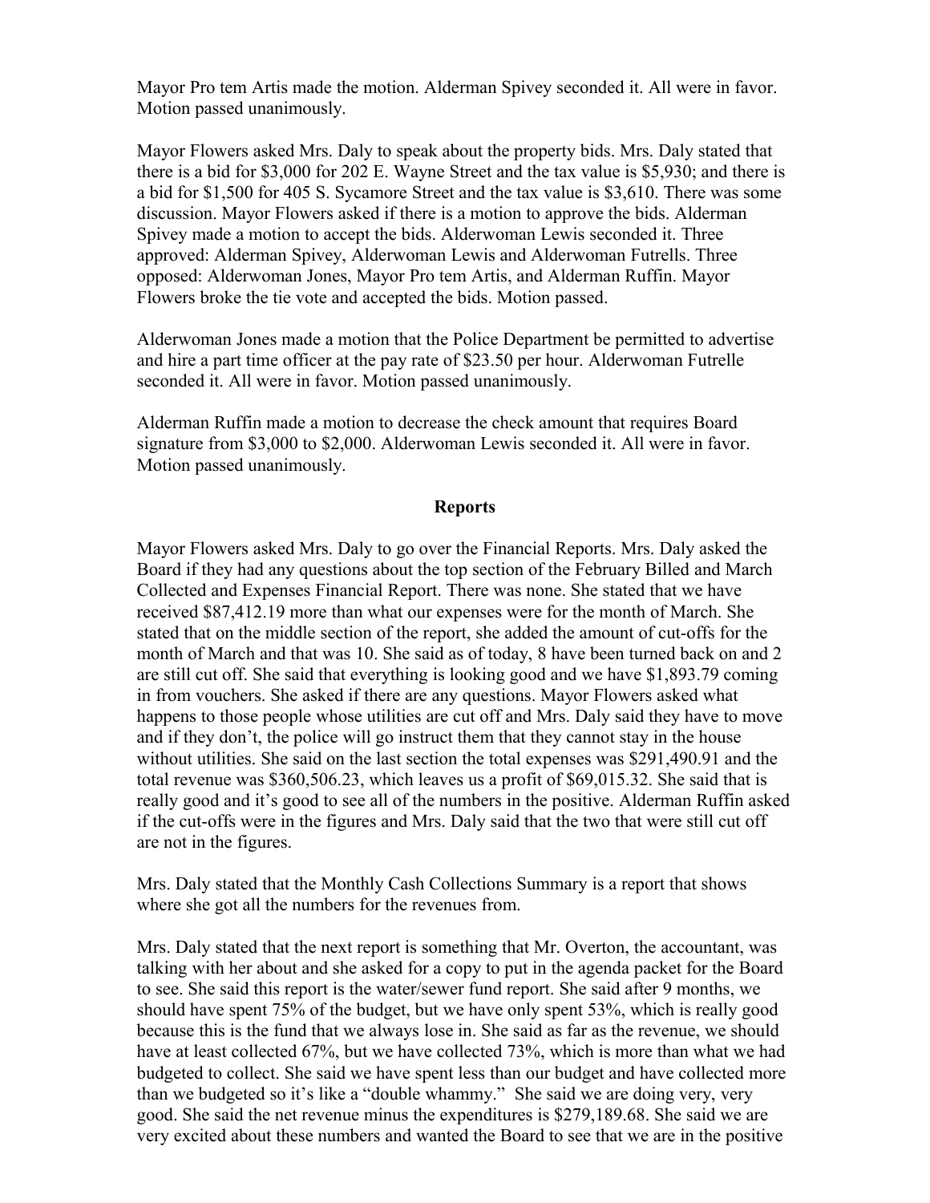Mayor Pro tem Artis made the motion. Alderman Spivey seconded it. All were in favor. Motion passed unanimously.

Mayor Flowers asked Mrs. Daly to speak about the property bids. Mrs. Daly stated that there is a bid for $3,000 for 202 E. Wayne Street and the tax value is $5,930; and there is a bid for $1,500 for 405 S. Sycamore Street and the tax value is $3,610. There was some discussion. Mayor Flowers asked if there is a motion to approve the bids. Alderman Spivey made a motion to accept the bids. Alderwoman Lewis seconded it. Three approved: Alderman Spivey, Alderwoman Lewis and Alderwoman Futrells. Three opposed: Alderwoman Jones, Mayor Pro tem Artis, and Alderman Ruffin. Mayor Flowers broke the tie vote and accepted the bids. Motion passed.

Alderwoman Jones made a motion that the Police Department be permitted to advertise and hire a part time officer at the pay rate of $23.50 per hour. Alderwoman Futrelle seconded it. All were in favor. Motion passed unanimously.

Alderman Ruffin made a motion to decrease the check amount that requires Board signature from $3,000 to $2,000. Alderwoman Lewis seconded it. All were in favor. Motion passed unanimously.

## Reports

Mayor Flowers asked Mrs. Daly to go over the Financial Reports. Mrs. Daly asked the Board if they had any questions about the top section of the February Billed and March Collected and Expenses Financial Report. There was none. She stated that we have received $87,412.19 more than what our expenses were for the month of March. She stated that on the middle section of the report, she added the amount of cut-offs for the month of March and that was 10. She said as of today, 8 have been turned back on and 2 are still cut off. She said that everything is looking good and we have $1,893.79 coming in from vouchers. She asked if there are any questions. Mayor Flowers asked what happens to those people whose utilities are cut off and Mrs. Daly said they have to move and if they don't, the police will go instruct them that they cannot stay in the house without utilities. She said on the last section the total expenses was $291,490.91 and the total revenue was $360,506.23, which leaves us a profit of $69,015.32. She said that is really good and it's good to see all of the numbers in the positive. Alderman Ruffin asked if the cut-offs were in the figures and Mrs. Daly said that the two that were still cut off are not in the figures.

Mrs. Daly stated that the Monthly Cash Collections Summary is a report that shows where she got all the numbers for the revenues from.

Mrs. Daly stated that the next report is something that Mr. Overton, the accountant, was talking with her about and she asked for a copy to put in the agenda packet for the Board to see. She said this report is the water/sewer fund report. She said after 9 months, we should have spent 75% of the budget, but we have only spent 53%, which is really good because this is the fund that we always lose in. She said as far as the revenue, we should have at least collected 67%, but we have collected 73%, which is more than what we had budgeted to collect. She said we have spent less than our budget and have collected more than we budgeted so it's like a "double whammy." She said we are doing very, very good. She said the net revenue minus the expenditures is $279,189.68. She said we are very excited about these numbers and wanted the Board to see that we are in the positive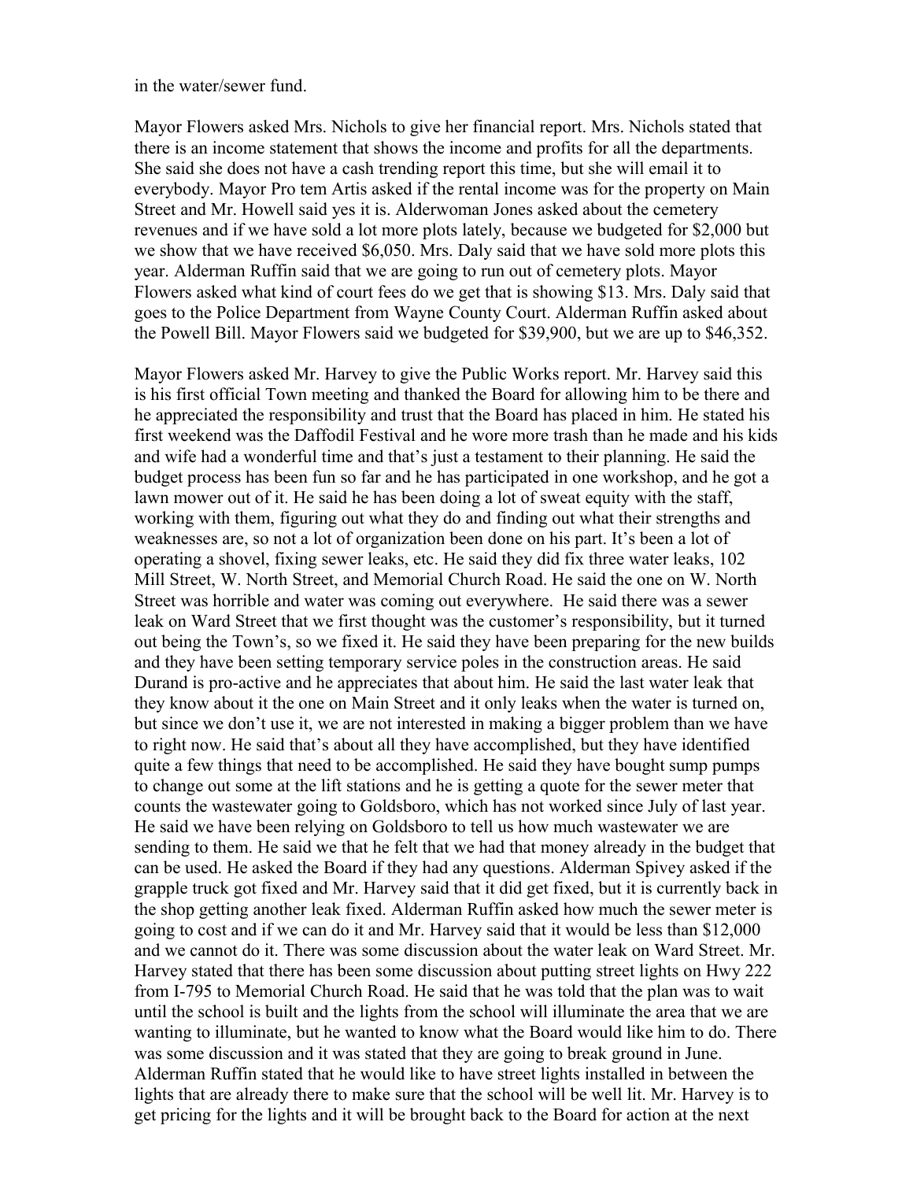in the water/sewer fund.

Mayor Flowers asked Mrs. Nichols to give her financial report. Mrs. Nichols stated that there is an income statement that shows the income and profits for all the departments. She said she does not have a cash trending report this time, but she will email it to everybody. Mayor Pro tem Artis asked if the rental income was for the property on Main Street and Mr. Howell said yes it is. Alderwoman Jones asked about the cemetery revenues and if we have sold a lot more plots lately, because we budgeted for $2,000 but we show that we have received $6,050. Mrs. Daly said that we have sold more plots this year. Alderman Ruffin said that we are going to run out of cemetery plots. Mayor Flowers asked what kind of court fees do we get that is showing $13. Mrs. Daly said that goes to the Police Department from Wayne County Court. Alderman Ruffin asked about the Powell Bill. Mayor Flowers said we budgeted for $39,900, but we are up to $46,352.

Mayor Flowers asked Mr. Harvey to give the Public Works report. Mr. Harvey said this is his first official Town meeting and thanked the Board for allowing him to be there and he appreciated the responsibility and trust that the Board has placed in him. He stated his first weekend was the Daffodil Festival and he wore more trash than he made and his kids and wife had a wonderful time and that's just a testament to their planning. He said the budget process has been fun so far and he has participated in one workshop, and he got a lawn mower out of it. He said he has been doing a lot of sweat equity with the staff, working with them, figuring out what they do and finding out what their strengths and weaknesses are, so not a lot of organization been done on his part. It's been a lot of operating a shovel, fixing sewer leaks, etc. He said they did fix three water leaks, 102 Mill Street, W. North Street, and Memorial Church Road. He said the one on W. North Street was horrible and water was coming out everywhere. He said there was a sewer leak on Ward Street that we first thought was the customer's responsibility, but it turned out being the Town's, so we fixed it. He said they have been preparing for the new builds and they have been setting temporary service poles in the construction areas. He said Durand is pro-active and he appreciates that about him. He said the last water leak that they know about it the one on Main Street and it only leaks when the water is turned on, but since we don't use it, we are not interested in making a bigger problem than we have to right now. He said that's about all they have accomplished, but they have identified quite a few things that need to be accomplished. He said they have bought sump pumps to change out some at the lift stations and he is getting a quote for the sewer meter that counts the wastewater going to Goldsboro, which has not worked since July of last year. He said we have been relying on Goldsboro to tell us how much wastewater we are sending to them. He said we that he felt that we had that money already in the budget that can be used. He asked the Board if they had any questions. Alderman Spivey asked if the grapple truck got fixed and Mr. Harvey said that it did get fixed, but it is currently back in the shop getting another leak fixed. Alderman Ruffin asked how much the sewer meter is going to cost and if we can do it and Mr. Harvey said that it would be less than $12,000 and we cannot do it. There was some discussion about the water leak on Ward Street. Mr. Harvey stated that there has been some discussion about putting street lights on Hwy 222 from I-795 to Memorial Church Road. He said that he was told that the plan was to wait until the school is built and the lights from the school will illuminate the area that we are wanting to illuminate, but he wanted to know what the Board would like him to do. There was some discussion and it was stated that they are going to break ground in June. Alderman Ruffin stated that he would like to have street lights installed in between the lights that are already there to make sure that the school will be well lit. Mr. Harvey is to get pricing for the lights and it will be brought back to the Board for action at the next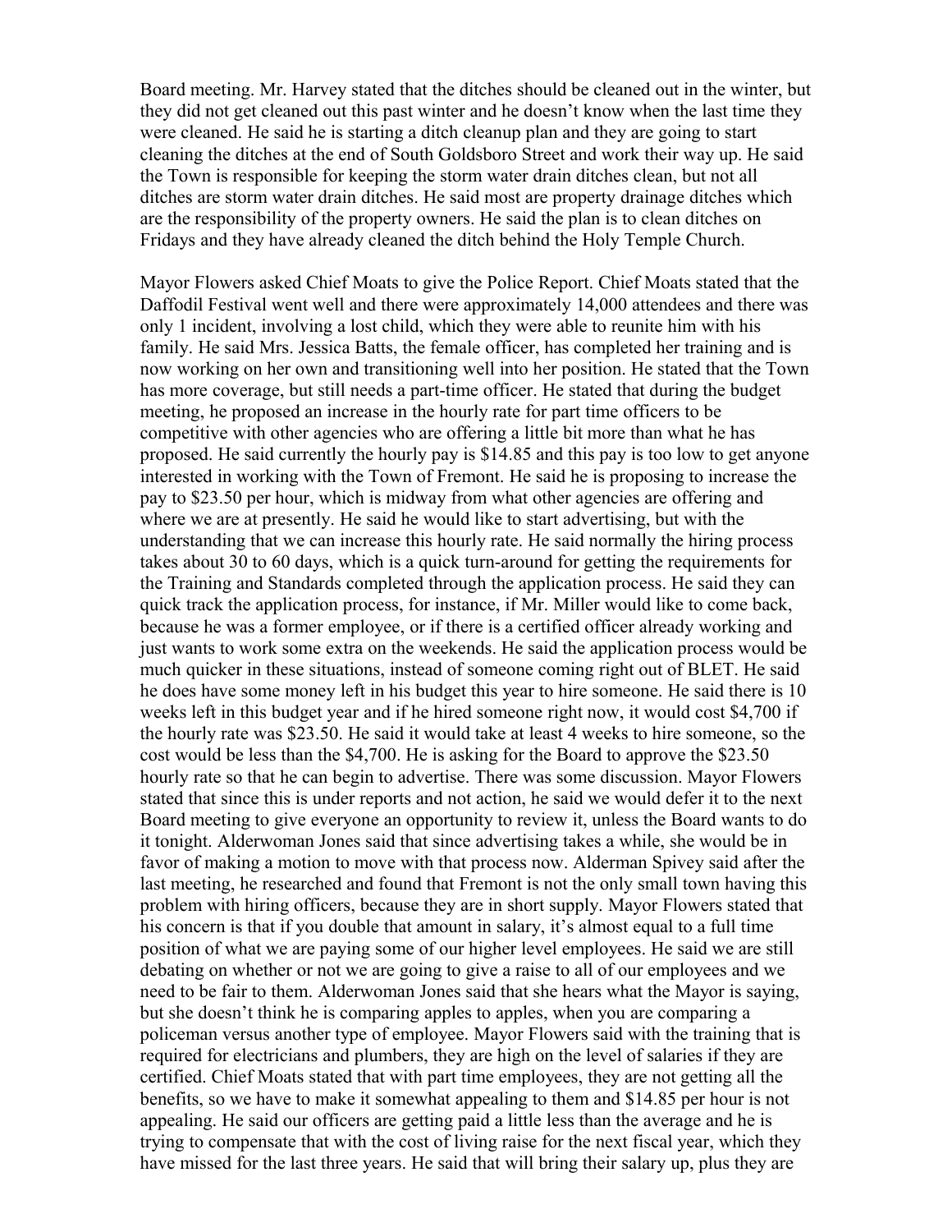Board meeting. Mr. Harvey stated that the ditches should be cleaned out in the winter, but they did not get cleaned out this past winter and he doesn't know when the last time they were cleaned. He said he is starting a ditch cleanup plan and they are going to start cleaning the ditches at the end of South Goldsboro Street and work their way up. He said the Town is responsible for keeping the storm water drain ditches clean, but not all ditches are storm water drain ditches. He said most are property drainage ditches which are the responsibility of the property owners. He said the plan is to clean ditches on Fridays and they have already cleaned the ditch behind the Holy Temple Church.

Mayor Flowers asked Chief Moats to give the Police Report. Chief Moats stated that the Daffodil Festival went well and there were approximately 14,000 attendees and there was only 1 incident, involving a lost child, which they were able to reunite him with his family. He said Mrs. Jessica Batts, the female officer, has completed her training and is now working on her own and transitioning well into her position. He stated that the Town has more coverage, but still needs a part-time officer. He stated that during the budget meeting, he proposed an increase in the hourly rate for part time officers to be competitive with other agencies who are offering a little bit more than what he has proposed. He said currently the hourly pay is $14.85 and this pay is too low to get anyone interested in working with the Town of Fremont. He said he is proposing to increase the pay to $23.50 per hour, which is midway from what other agencies are offering and where we are at presently. He said he would like to start advertising, but with the understanding that we can increase this hourly rate. He said normally the hiring process takes about 30 to 60 days, which is a quick turn-around for getting the requirements for the Training and Standards completed through the application process. He said they can quick track the application process, for instance, if Mr. Miller would like to come back, because he was a former employee, or if there is a certified officer already working and just wants to work some extra on the weekends. He said the application process would be much quicker in these situations, instead of someone coming right out of BLET. He said he does have some money left in his budget this year to hire someone. He said there is 10 weeks left in this budget year and if he hired someone right now, it would cost $4,700 if the hourly rate was $23.50. He said it would take at least 4 weeks to hire someone, so the cost would be less than the $4,700. He is asking for the Board to approve the $23.50 hourly rate so that he can begin to advertise. There was some discussion. Mayor Flowers stated that since this is under reports and not action, he said we would defer it to the next Board meeting to give everyone an opportunity to review it, unless the Board wants to do it tonight. Alderwoman Jones said that since advertising takes a while, she would be in favor of making a motion to move with that process now. Alderman Spivey said after the last meeting, he researched and found that Fremont is not the only small town having this problem with hiring officers, because they are in short supply. Mayor Flowers stated that his concern is that if you double that amount in salary, it's almost equal to a full time position of what we are paying some of our higher level employees. He said we are still debating on whether or not we are going to give a raise to all of our employees and we need to be fair to them. Alderwoman Jones said that she hears what the Mayor is saying, but she doesn't think he is comparing apples to apples, when you are comparing a policeman versus another type of employee. Mayor Flowers said with the training that is required for electricians and plumbers, they are high on the level of salaries if they are certified. Chief Moats stated that with part time employees, they are not getting all the benefits, so we have to make it somewhat appealing to them and $14.85 per hour is not appealing. He said our officers are getting paid a little less than the average and he is trying to compensate that with the cost of living raise for the next fiscal year, which they have missed for the last three years. He said that will bring their salary up, plus they are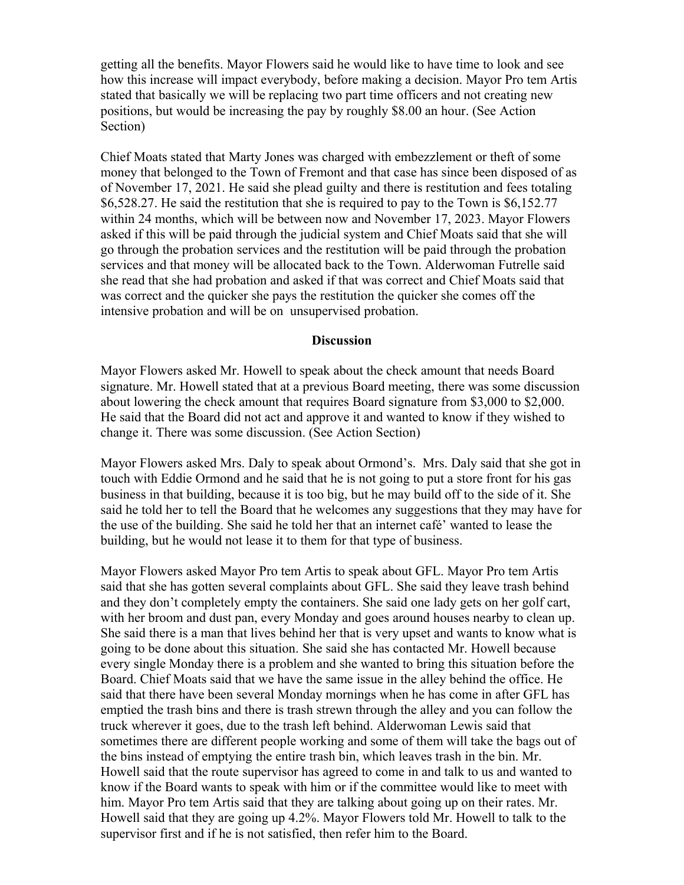getting all the benefits. Mayor Flowers said he would like to have time to look and see how this increase will impact everybody, before making a decision. Mayor Pro tem Artis stated that basically we will be replacing two part time officers and not creating new positions, but would be increasing the pay by roughly $8.00 an hour. (See Action Section)

Chief Moats stated that Marty Jones was charged with embezzlement or theft of some money that belonged to the Town of Fremont and that case has since been disposed of as of November 17, 2021. He said she plead guilty and there is restitution and fees totaling $6,528.27. He said the restitution that she is required to pay to the Town is $6,152.77 within 24 months, which will be between now and November 17, 2023. Mayor Flowers asked if this will be paid through the judicial system and Chief Moats said that she will go through the probation services and the restitution will be paid through the probation services and that money will be allocated back to the Town. Alderwoman Futrelle said she read that she had probation and asked if that was correct and Chief Moats said that was correct and the quicker she pays the restitution the quicker she comes off the intensive probation and will be on unsupervised probation.

**Discussion**

Mayor Flowers asked Mr. Howell to speak about the check amount that needs Board signature. Mr. Howell stated that at a previous Board meeting, there was some discussion about lowering the check amount that requires Board signature from $3,000 to $2,000. He said that the Board did not act and approve it and wanted to know if they wished to change it. There was some discussion. (See Action Section)

Mayor Flowers asked Mrs. Daly to speak about Ormond's. Mrs. Daly said that she got in touch with Eddie Ormond and he said that he is not going to put a store front for his gas business in that building, because it is too big, but he may build off to the side of it. She said he told her to tell the Board that he welcomes any suggestions that they may have for the use of the building. She said he told her that an internet café' wanted to lease the building, but he would not lease it to them for that type of business.

Mayor Flowers asked Mayor Pro tem Artis to speak about GFL. Mayor Pro tem Artis said that she has gotten several complaints about GFL. She said they leave trash behind and they don't completely empty the containers. She said one lady gets on her golf cart, with her broom and dust pan, every Monday and goes around houses nearby to clean up. She said there is a man that lives behind her that is very upset and wants to know what is going to be done about this situation. She said she has contacted Mr. Howell because every single Monday there is a problem and she wanted to bring this situation before the Board. Chief Moats said that we have the same issue in the alley behind the office. He said that there have been several Monday mornings when he has come in after GFL has emptied the trash bins and there is trash strewn through the alley and you can follow the truck wherever it goes, due to the trash left behind. Alderwoman Lewis said that sometimes there are different people working and some of them will take the bags out of the bins instead of emptying the entire trash bin, which leaves trash in the bin. Mr. Howell said that the route supervisor has agreed to come in and talk to us and wanted to know if the Board wants to speak with him or if the committee would like to meet with him. Mayor Pro tem Artis said that they are talking about going up on their rates. Mr. Howell said that they are going up 4.2%. Mayor Flowers told Mr. Howell to talk to the supervisor first and if he is not satisfied, then refer him to the Board.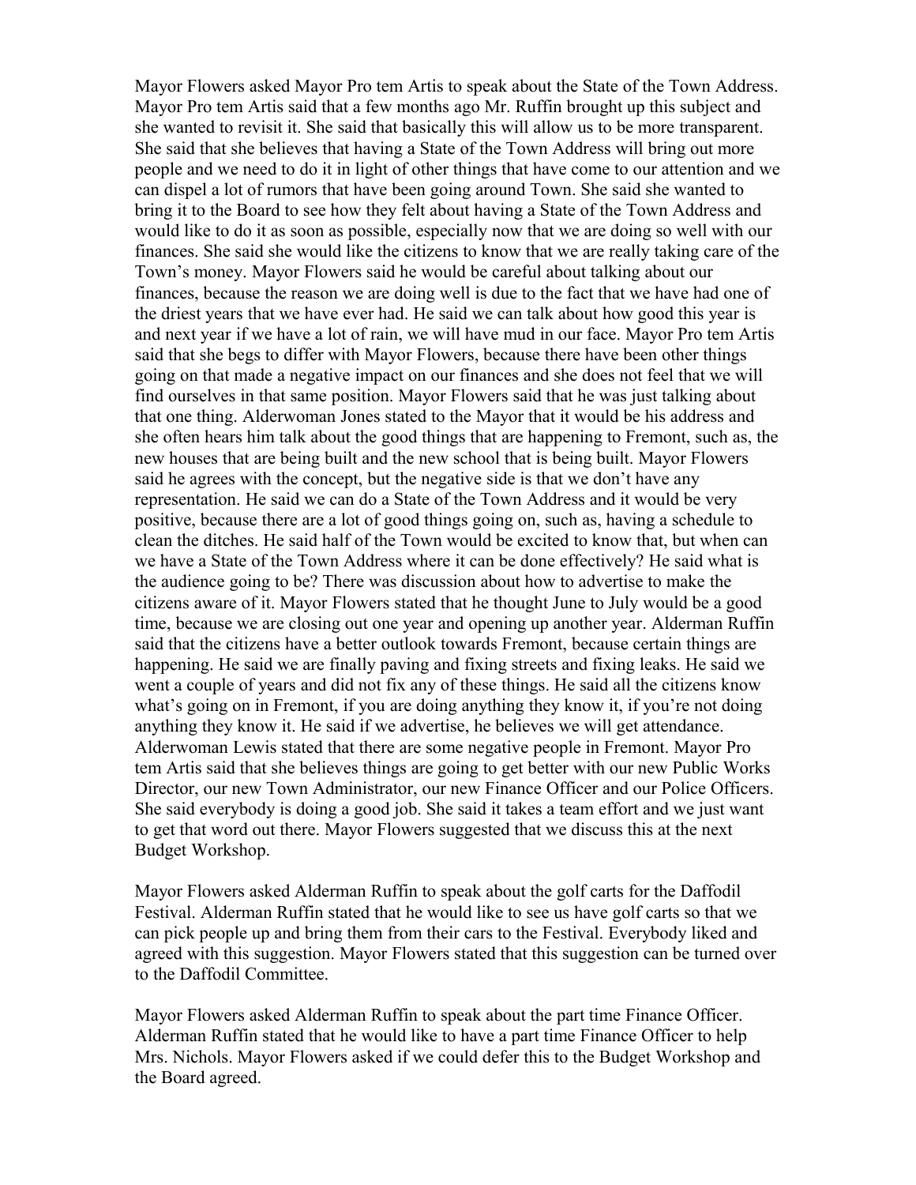Mayor Flowers asked Mayor Pro tem Artis to speak about the State of the Town Address. Mayor Pro tem Artis said that a few months ago Mr. Ruffin brought up this subject and she wanted to revisit it. She said that basically this will allow us to be more transparent. She said that she believes that having a State of the Town Address will bring out more people and we need to do it in light of other things that have come to our attention and we can dispel a lot of rumors that have been going around Town. She said she wanted to bring it to the Board to see how they felt about having a State of the Town Address and would like to do it as soon as possible, especially now that we are doing so well with our finances. She said she would like the citizens to know that we are really taking care of the Town's money. Mayor Flowers said he would be careful about talking about our finances, because the reason we are doing well is due to the fact that we have had one of the driest years that we have ever had. He said we can talk about how good this year is and next year if we have a lot of rain, we will have mud in our face. Mayor Pro tem Artis said that she begs to differ with Mayor Flowers, because there have been other things going on that made a negative impact on our finances and she does not feel that we will find ourselves in that same position. Mayor Flowers said that he was just talking about that one thing. Alderwoman Jones stated to the Mayor that it would be his address and she often hears him talk about the good things that are happening to Fremont, such as, the new houses that are being built and the new school that is being built. Mayor Flowers said he agrees with the concept, but the negative side is that we don't have any representation. He said we can do a State of the Town Address and it would be very positive, because there are a lot of good things going on, such as, having a schedule to clean the ditches. He said half of the Town would be excited to know that, but when can we have a State of the Town Address where it can be done effectively? He said what is the audience going to be? There was discussion about how to advertise to make the citizens aware of it. Mayor Flowers stated that he thought June to July would be a good time, because we are closing out one year and opening up another year. Alderman Ruffin said that the citizens have a better outlook towards Fremont, because certain things are happening. He said we are finally paving and fixing streets and fixing leaks. He said we went a couple of years and did not fix any of these things. He said all the citizens know what's going on in Fremont, if you are doing anything they know it, if you're not doing anything they know it. He said if we advertise, he believes we will get attendance. Alderwoman Lewis stated that there are some negative people in Fremont. Mayor Pro tem Artis said that she believes things are going to get better with our new Public Works Director, our new Town Administrator, our new Finance Officer and our Police Officers. She said everybody is doing a good job. She said it takes a team effort and we just want to get that word out there. Mayor Flowers suggested that we discuss this at the next Budget Workshop.

Mayor Flowers asked Alderman Ruffin to speak about the golf carts for the Daffodil Festival. Alderman Ruffin stated that he would like to see us have golf carts so that we can pick people up and bring them from their cars to the Festival. Everybody liked and agreed with this suggestion. Mayor Flowers stated that this suggestion can be turned over to the Daffodil Committee.

Mayor Flowers asked Alderman Ruffin to speak about the part time Finance Officer. Alderman Ruffin stated that he would like to have a part time Finance Officer to help Mrs. Nichols. Mayor Flowers asked if we could defer this to the Budget Workshop and the Board agreed.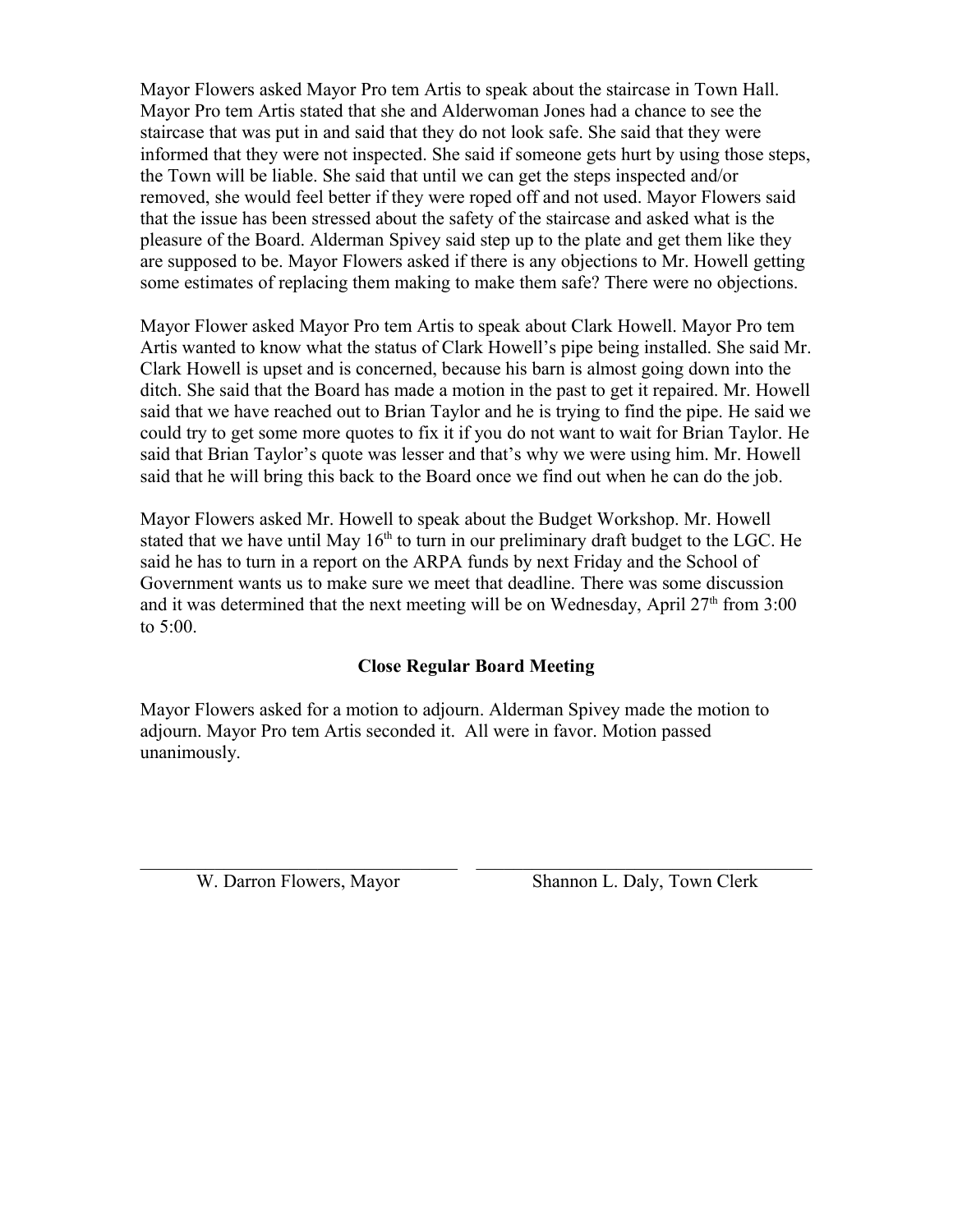Mayor Flowers asked Mayor Pro tem Artis to speak about the staircase in Town Hall. Mayor Pro tem Artis stated that she and Alderwoman Jones had a chance to see the staircase that was put in and said that they do not look safe. She said that they were informed that they were not inspected. She said if someone gets hurt by using those steps, the Town will be liable. She said that until we can get the steps inspected and/or removed, she would feel better if they were roped off and not used. Mayor Flowers said that the issue has been stressed about the safety of the staircase and asked what is the pleasure of the Board. Alderman Spivey said step up to the plate and get them like they are supposed to be. Mayor Flowers asked if there is any objections to Mr. Howell getting some estimates of replacing them making to make them safe? There were no objections.

Mayor Flower asked Mayor Pro tem Artis to speak about Clark Howell. Mayor Pro tem Artis wanted to know what the status of Clark Howell's pipe being installed. She said Mr. Clark Howell is upset and is concerned, because his barn is almost going down into the ditch. She said that the Board has made a motion in the past to get it repaired. Mr. Howell said that we have reached out to Brian Taylor and he is trying to find the pipe. He said we could try to get some more quotes to fix it if you do not want to wait for Brian Taylor. He said that Brian Taylor's quote was lesser and that's why we were using him. Mr. Howell said that he will bring this back to the Board once we find out when he can do the job.

Mayor Flowers asked Mr. Howell to speak about the Budget Workshop. Mr. Howell stated that we have until May 16th to turn in our preliminary draft budget to the LGC. He said he has to turn in a report on the ARPA funds by next Friday and the School of Government wants us to make sure we meet that deadline. There was some discussion and it was determined that the next meeting will be on Wednesday, April 27th from 3:00 to 5:00.

**Close Regular Board Meeting**

Mayor Flowers asked for a motion to adjourn. Alderman Spivey made the motion to adjourn. Mayor Pro tem Artis seconded it. All were in favor. Motion passed unanimously.

\_\_\_\_\_\_\_\_\_\_\_\_\_\_\_\_\_\_\_\_\_\_\_\_\_\_\_\_\_\_\_\_\_\_\_\_ \_\_\_\_\_\_\_\_\_\_\_\_\_\_\_\_\_\_\_\_\_\_\_\_\_\_\_\_\_\_\_\_\_\_\_\_

W. Darron Flowers, Mayor Shannon L. Daly, Town Clerk